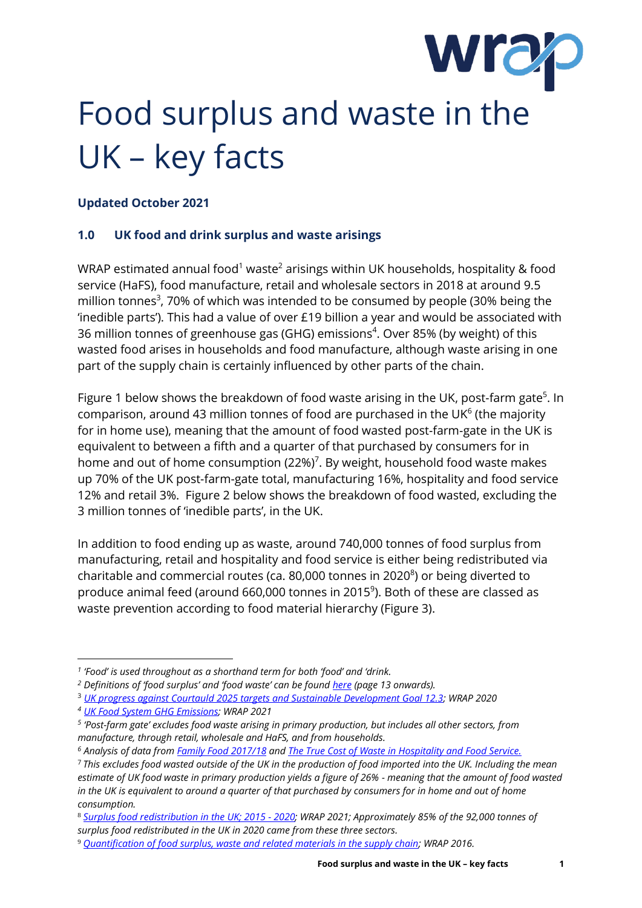# Food surplus and waste in the UK – key facts

**Updated October 2021**

## 1.0 UK food and drink surplus and waste arisings

WRAP estimated annual food[1] waste[2] arisings within UK households, hospitality & food service (HaFS), food manufacture, retail and wholesale sectors in 2018 at around 9.5 million tonnes[3], 70% of which was intended to be consumed by people (30% being the 'inedible parts'). This had a value of over £19 billion a year and would be associated with 36 million tonnes of greenhouse gas (GHG) emissions[4]. Over 85% (by weight) of this wasted food arises in households and food manufacture, although waste arising in one part of the supply chain is certainly influenced by other parts of the chain.

Figure 1 below shows the breakdown of food waste arising in the UK, post-farm gate[5]. In comparison, around 43 million tonnes of food are purchased in the UK[6] (the majority for in home use), meaning that the amount of food wasted post-farm-gate in the UK is equivalent to between a fifth and a quarter of that purchased by consumers for in home and out of home consumption (22%)[7]. By weight, household food waste makes up 70% of the UK post-farm-gate total, manufacturing 16%, hospitality and food service 12% and retail 3%. Figure 2 below shows the breakdown of food wasted, excluding the 3 million tonnes of 'inedible parts', in the UK.

In addition to food ending up as waste, around 740,000 tonnes of food surplus from manufacturing, retail and hospitality and food service is either being redistributed via charitable and commercial routes (ca. 80,000 tonnes in 2020[8]) or being diverted to produce animal feed (around 660,000 tonnes in 2015[9]). Both of these are classed as waste prevention according to food material hierarchy (Figure 3).

---

[1] *'Food' is used throughout as a shorthand term for both 'food' and 'drink.*

[2] *Definitions of 'food surplus' and 'food waste' can be found here (page 13 onwards).*

[3] *UK progress against Courtauld 2025 targets and Sustainable Development Goal 12.3; WRAP 2020*

[4] *UK Food System GHG Emissions; WRAP 2021*

[5] *'Post-farm gate' excludes food waste arising in primary production, but includes all other sectors, from manufacture, through retail, wholesale and HaFS, and from households.*

[6] *Analysis of data from Family Food 2017/18 and The True Cost of Waste in Hospitality and Food Service.*

[7] *This excludes food wasted outside of the UK in the production of food imported into the UK. Including the mean estimate of UK food waste in primary production yields a figure of 26% - meaning that the amount of food wasted in the UK is equivalent to around a quarter of that purchased by consumers for in home and out of home consumption.*

[8] *Surplus food redistribution in the UK; 2015 - 2020; WRAP 2021; Approximately 85% of the 92,000 tonnes of surplus food redistributed in the UK in 2020 came from these three sectors.*

[9] *Quantification of food surplus, waste and related materials in the supply chain; WRAP 2016.*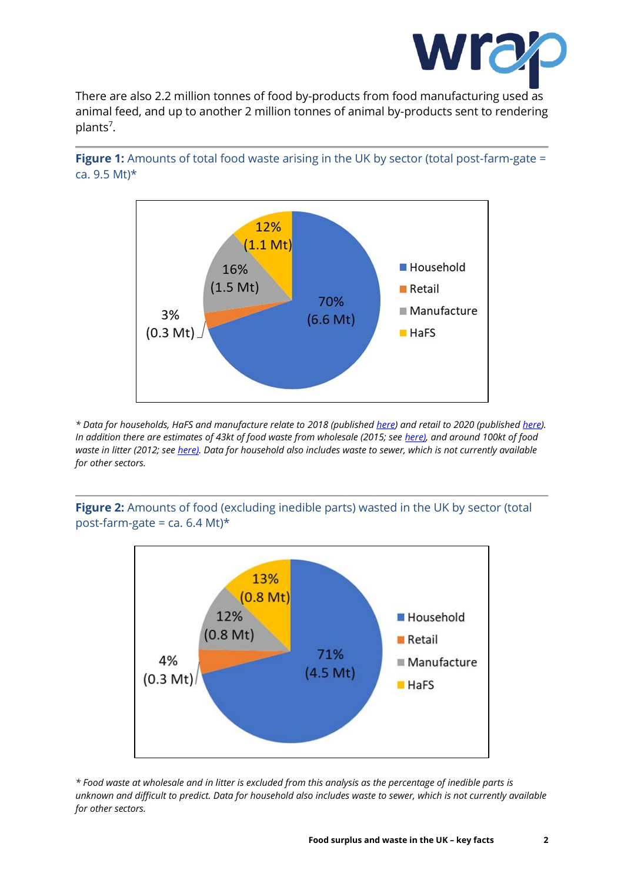There are also 2.2 million tonnes of food by-products from food manufacturing used as animal feed, and up to another 2 million tonnes of animal by-products sent to rendering plants[7].

**Figure 1:** Amounts of total food waste arising in the UK by sector (total post-farm-gate = ca. 9.5 Mt)*

| Sector | Share | Amount |
|---|---|---|
| Household | 70% | 6.6 Mt |
| Retail | 3% | 0.3 Mt |
| Manufacture | 16% | 1.5 Mt |
| HaFS | 12% | 1.1 Mt |

*\* Data for households, HaFS and manufacture relate to 2018 (published here) and retail to 2020 (published here). In addition there are estimates of 43kt of food waste from wholesale (2015; see here), and around 100kt of food waste in litter (2012; see here). Data for household also includes waste to sewer, which is not currently available for other sectors.*

**Figure 2:** Amounts of food (excluding inedible parts) wasted in the UK by sector (total post-farm-gate = ca. 6.4 Mt)*

| Sector | Share | Amount |
|---|---|---|
| Household | 71% | 4.5 Mt |
| Retail | 4% | 0.3 Mt |
| Manufacture | 12% | 0.8 Mt |
| HaFS | 13% | 0.8 Mt |

*\* Food waste at wholesale and in litter is excluded from this analysis as the percentage of inedible parts is unknown and difficult to predict. Data for household also includes waste to sewer, which is not currently available for other sectors.*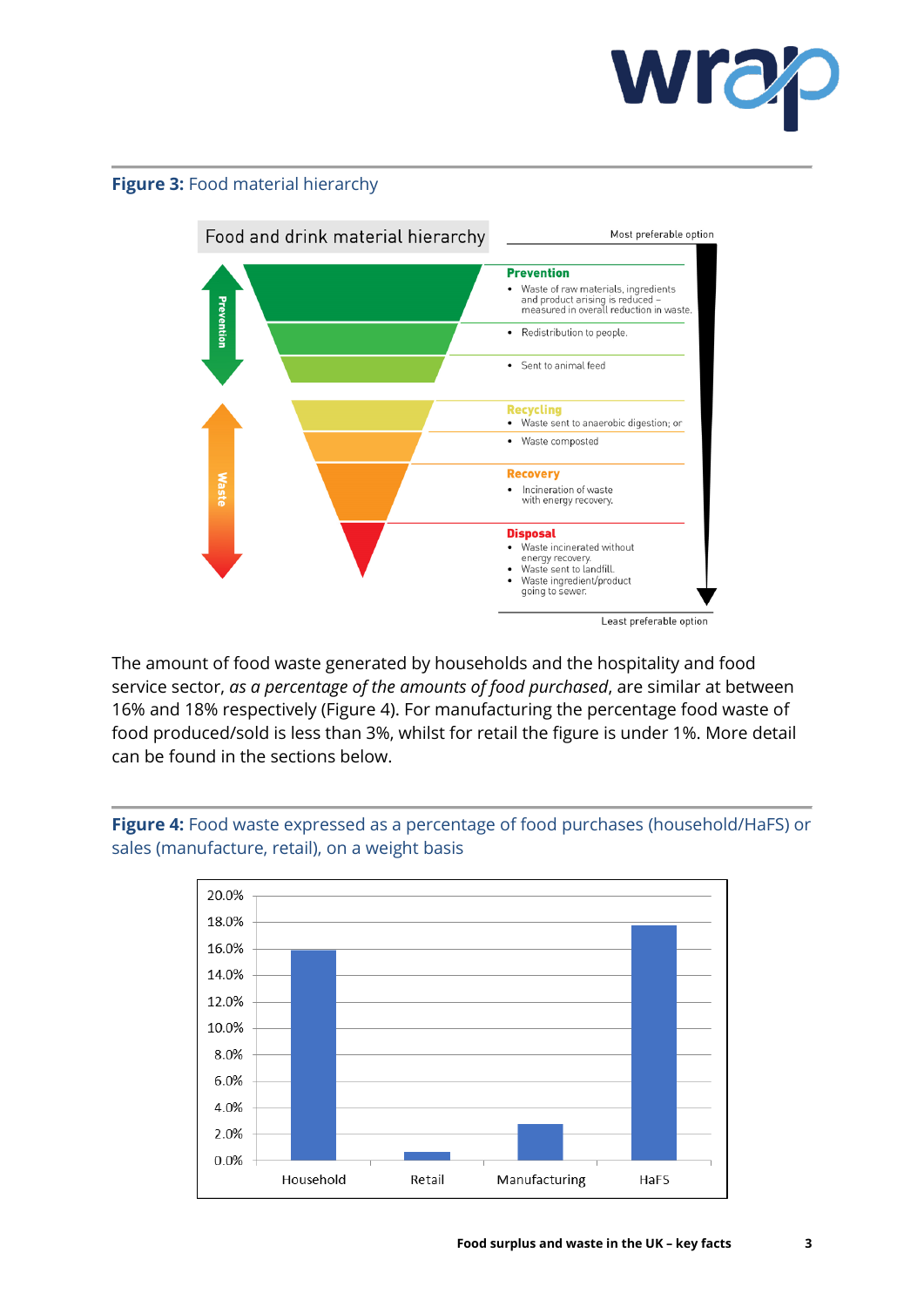**Figure 3:** Food material hierarchy

Food and drink material hierarchy

Most preferable option

**Prevention**

- Waste of raw materials, ingredients and product arising is reduced – measured in overall reduction in waste.
- Redistribution to people.
- Sent to animal feed

**Recycling**

- Waste sent to anaerobic digestion; or
- Waste composted

**Recovery**

- Incineration of waste with energy recovery.

**Disposal**

- Waste incinerated without energy recovery.
- Waste sent to landfill.
- Waste ingredient/product going to sewer.

Least preferable option

The amount of food waste generated by households and the hospitality and food service sector, *as a percentage of the amounts of food purchased*, are similar at between 16% and 18% respectively (Figure 4). For manufacturing the percentage food waste of food produced/sold is less than 3%, whilst for retail the figure is under 1%. More detail can be found in the sections below.

**Figure 4:** Food waste expressed as a percentage of food purchases (household/HaFS) or sales (manufacture, retail), on a weight basis

| Sector | Food waste (%) |
|---|---|
| Household | ~16% |
| Retail | <1% |
| Manufacturing | <3% |
| HaFS | ~18% |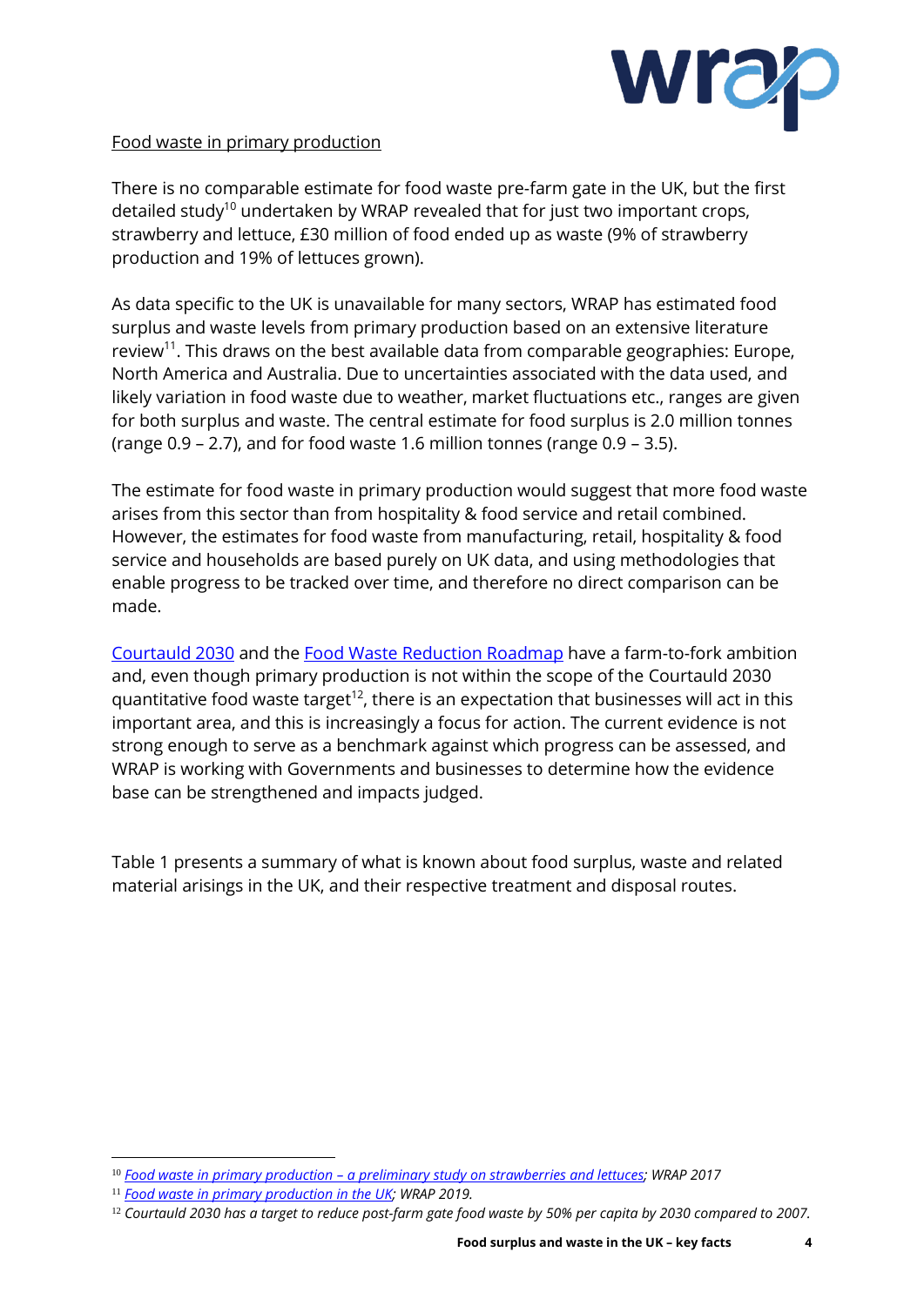Food waste in primary production

There is no comparable estimate for food waste pre-farm gate in the UK, but the first detailed study[10] undertaken by WRAP revealed that for just two important crops, strawberry and lettuce, £30 million of food ended up as waste (9% of strawberry production and 19% of lettuces grown).

As data specific to the UK is unavailable for many sectors, WRAP has estimated food surplus and waste levels from primary production based on an extensive literature review[11]. This draws on the best available data from comparable geographies: Europe, North America and Australia. Due to uncertainties associated with the data used, and likely variation in food waste due to weather, market fluctuations etc., ranges are given for both surplus and waste. The central estimate for food surplus is 2.0 million tonnes (range 0.9 – 2.7), and for food waste 1.6 million tonnes (range 0.9 – 3.5).

The estimate for food waste in primary production would suggest that more food waste arises from this sector than from hospitality & food service and retail combined. However, the estimates for food waste from manufacturing, retail, hospitality & food service and households are based purely on UK data, and using methodologies that enable progress to be tracked over time, and therefore no direct comparison can be made.

Courtauld 2030 and the Food Waste Reduction Roadmap have a farm-to-fork ambition and, even though primary production is not within the scope of the Courtauld 2030 quantitative food waste target[12], there is an expectation that businesses will act in this important area, and this is increasingly a focus for action. The current evidence is not strong enough to serve as a benchmark against which progress can be assessed, and WRAP is working with Governments and businesses to determine how the evidence base can be strengthened and impacts judged.

Table 1 presents a summary of what is known about food surplus, waste and related material arisings in the UK, and their respective treatment and disposal routes.

---

[10] *Food waste in primary production – a preliminary study on strawberries and lettuces; WRAP 2017*

[11] *Food waste in primary production in the UK; WRAP 2019.*

[12] *Courtauld 2030 has a target to reduce post-farm gate food waste by 50% per capita by 2030 compared to 2007.*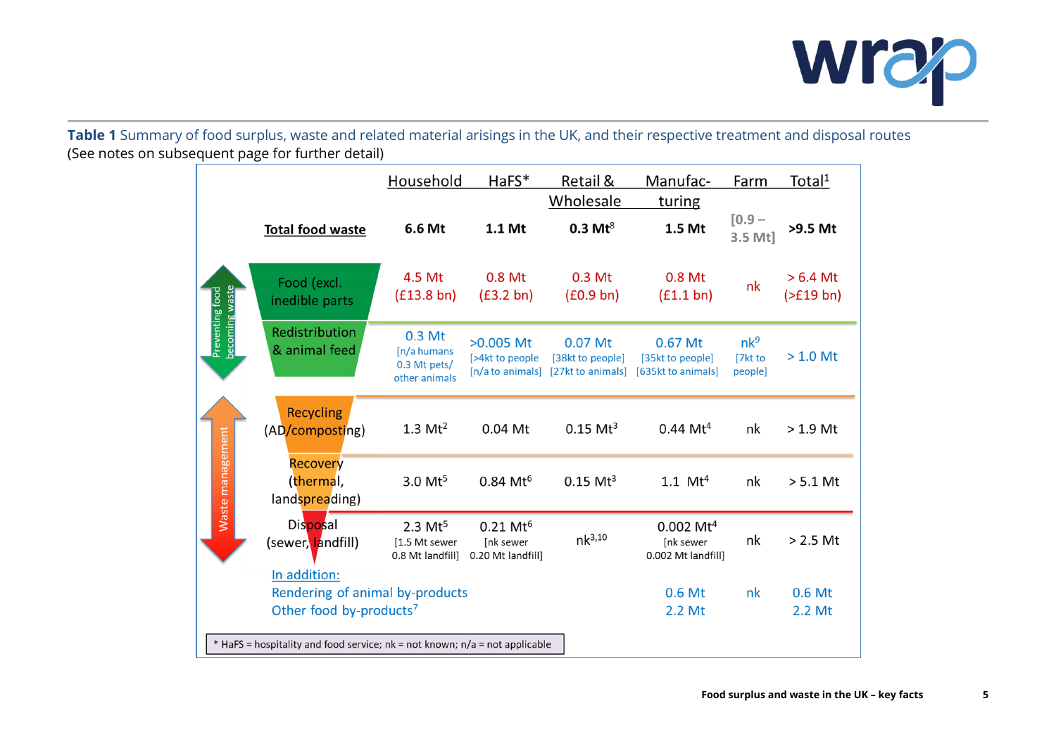**Table 1** Summary of food surplus, waste and related material arisings in the UK, and their respective treatment and disposal routes
(See notes on subsequent page for further detail)

| | | Household | HaFS* | Retail & Wholesale | Manufacturing | Farm | Total[1] |
|---|---|---|---|---|---|---|---|
| | **Total food waste** | **6.6 Mt** | **1.1 Mt** | **0.3 Mt[8]** | **1.5 Mt** | [0.9 – 3.5 Mt] | **>9.5 Mt** |
| Preventing food becoming waste | Food (excl. inedible parts | 4.5 Mt (£13.8 bn) | 0.8 Mt (£3.2 bn) | 0.3 Mt (£0.9 bn) | 0.8 Mt (£1.1 bn) | nk | > 6.4 Mt (>£19 bn) |
| | Redistribution & animal feed | 0.3 Mt [n/a humans 0.3 Mt pets/ other animals | >0.005 Mt [>4kt to people [n/a to animals] | 0.07 Mt [38kt to people] [27kt to animals] | 0.67 Mt [35kt to people] [635kt to animals] | nk[9] [7kt to people] | > 1.0 Mt |
| Waste management | Recycling (AD/composting) | 1.3 Mt[2] | 0.04 Mt | 0.15 Mt[3] | 0.44 Mt[4] | nk | > 1.9 Mt |
| | Recovery (thermal, landspreading) | 3.0 Mt[5] | 0.84 Mt[6] | 0.15 Mt[3] | 1.1 Mt[4] | nk | > 5.1 Mt |
| | Disposal (sewer, landfill) | 2.3 Mt[5] [1.5 Mt sewer 0.8 Mt landfill] | 0.21 Mt[6] [nk sewer 0.20 Mt landfill] | nk[3,10] | 0.002 Mt[4] [nk sewer 0.002 Mt landfill] | nk | > 2.5 Mt |
| | In addition: | | | | | | |
| | Rendering of animal by-products | | | | 0.6 Mt | nk | 0.6 Mt |
| | Other food by-products[7] | | | | 2.2 Mt | | 2.2 Mt |

\* HaFS = hospitality and food service; nk = not known; n/a = not applicable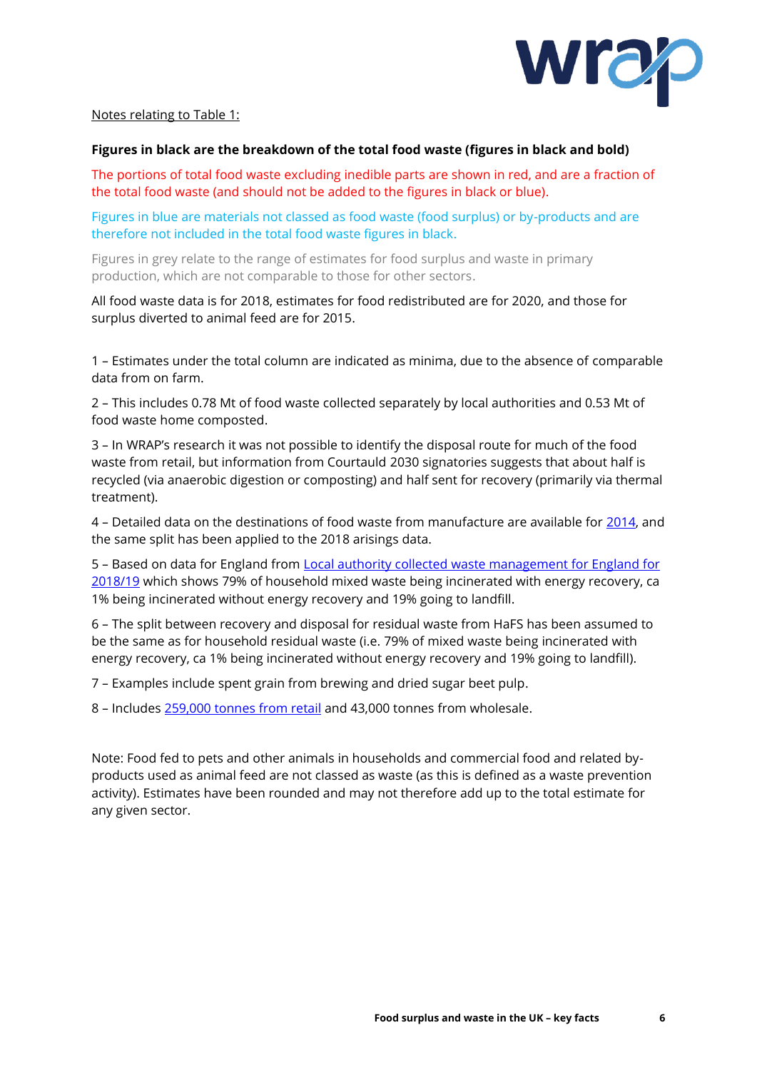Notes relating to Table 1:

**Figures in black are the breakdown of the total food waste (figures in black and bold)**

The portions of total food waste excluding inedible parts are shown in red, and are a fraction of the total food waste (and should not be added to the figures in black or blue).

Figures in blue are materials not classed as food waste (food surplus) or by-products and are therefore not included in the total food waste figures in black.

Figures in grey relate to the range of estimates for food surplus and waste in primary production, which are not comparable to those for other sectors.

All food waste data is for 2018, estimates for food redistributed are for 2020, and those for surplus diverted to animal feed are for 2015.

1 – Estimates under the total column are indicated as minima, due to the absence of comparable data from on farm.

2 – This includes 0.78 Mt of food waste collected separately by local authorities and 0.53 Mt of food waste home composted.

3 – In WRAP's research it was not possible to identify the disposal route for much of the food waste from retail, but information from Courtauld 2030 signatories suggests that about half is recycled (via anaerobic digestion or composting) and half sent for recovery (primarily via thermal treatment).

4 – Detailed data on the destinations of food waste from manufacture are available for 2014, and the same split has been applied to the 2018 arisings data.

5 – Based on data for England from Local authority collected waste management for England for 2018/19 which shows 79% of household mixed waste being incinerated with energy recovery, ca 1% being incinerated without energy recovery and 19% going to landfill.

6 – The split between recovery and disposal for residual waste from HaFS has been assumed to be the same as for household residual waste (i.e. 79% of mixed waste being incinerated with energy recovery, ca 1% being incinerated without energy recovery and 19% going to landfill).

7 – Examples include spent grain from brewing and dried sugar beet pulp.

8 – Includes 259,000 tonnes from retail and 43,000 tonnes from wholesale.

Note: Food fed to pets and other animals in households and commercial food and related by-products used as animal feed are not classed as waste (as this is defined as a waste prevention activity). Estimates have been rounded and may not therefore add up to the total estimate for any given sector.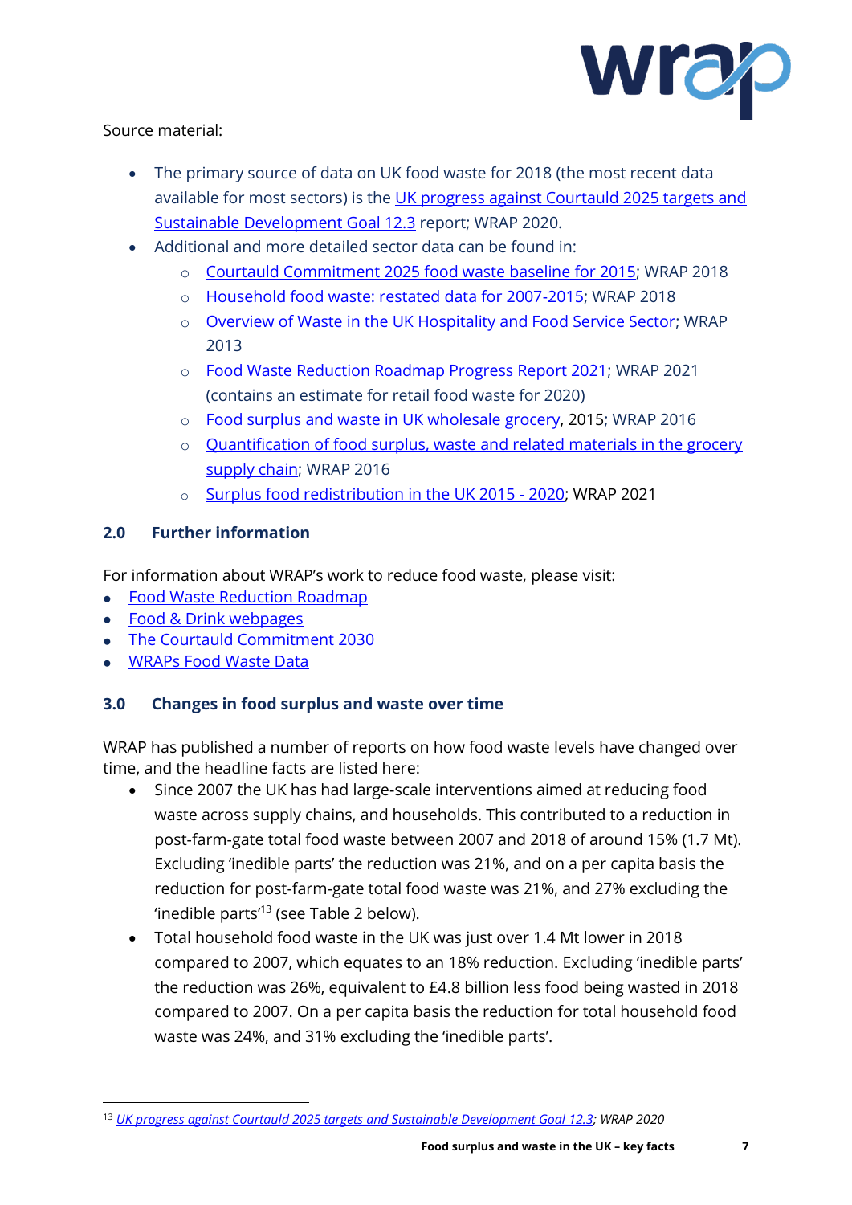Source material:

- The primary source of data on UK food waste for 2018 (the most recent data available for most sectors) is the UK progress against Courtauld 2025 targets and Sustainable Development Goal 12.3 report; WRAP 2020.
- Additional and more detailed sector data can be found in:
  - Courtauld Commitment 2025 food waste baseline for 2015; WRAP 2018
  - Household food waste: restated data for 2007-2015; WRAP 2018
  - Overview of Waste in the UK Hospitality and Food Service Sector; WRAP 2013
  - Food Waste Reduction Roadmap Progress Report 2021; WRAP 2021 (contains an estimate for retail food waste for 2020)
  - Food surplus and waste in UK wholesale grocery, 2015; WRAP 2016
  - Quantification of food surplus, waste and related materials in the grocery supply chain; WRAP 2016
  - Surplus food redistribution in the UK 2015 - 2020; WRAP 2021

## 2.0 Further information

For information about WRAP's work to reduce food waste, please visit:

- Food Waste Reduction Roadmap
- Food & Drink webpages
- The Courtauld Commitment 2030
- WRAPs Food Waste Data

## 3.0 Changes in food surplus and waste over time

WRAP has published a number of reports on how food waste levels have changed over time, and the headline facts are listed here:

- Since 2007 the UK has had large-scale interventions aimed at reducing food waste across supply chains, and households. This contributed to a reduction in post-farm-gate total food waste between 2007 and 2018 of around 15% (1.7 Mt). Excluding 'inedible parts' the reduction was 21%, and on a per capita basis the reduction for post-farm-gate total food waste was 21%, and 27% excluding the 'inedible parts'[13] (see Table 2 below).
- Total household food waste in the UK was just over 1.4 Mt lower in 2018 compared to 2007, which equates to an 18% reduction. Excluding 'inedible parts' the reduction was 26%, equivalent to £4.8 billion less food being wasted in 2018 compared to 2007. On a per capita basis the reduction for total household food waste was 24%, and 31% excluding the 'inedible parts'.

[13] *UK progress against Courtauld 2025 targets and Sustainable Development Goal 12.3; WRAP 2020*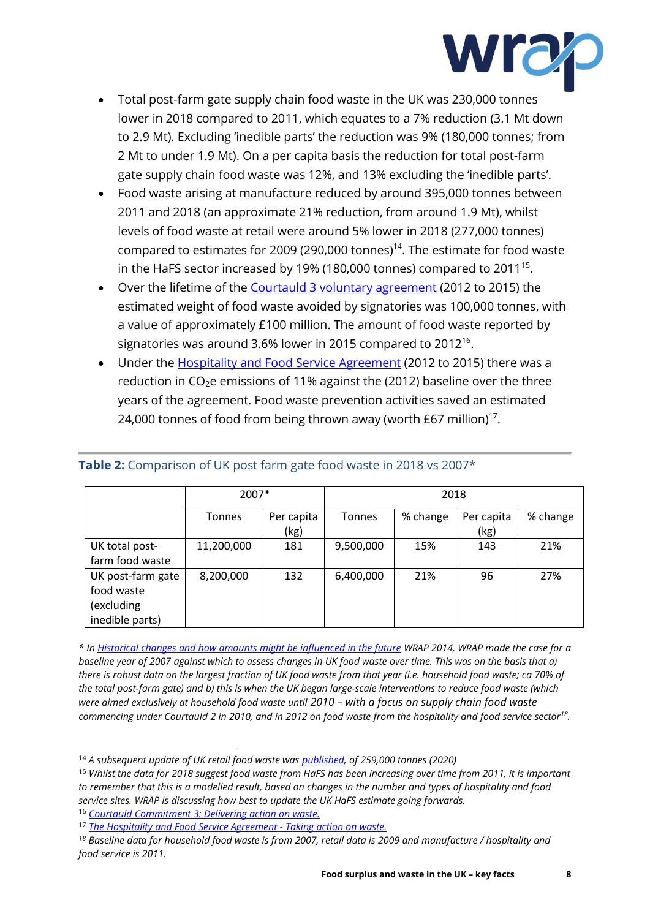- Total post-farm gate supply chain food waste in the UK was 230,000 tonnes lower in 2018 compared to 2011, which equates to a 7% reduction (3.1 Mt down to 2.9 Mt). Excluding 'inedible parts' the reduction was 9% (180,000 tonnes; from 2 Mt to under 1.9 Mt). On a per capita basis the reduction for total post-farm gate supply chain food waste was 12%, and 13% excluding the 'inedible parts'.
- Food waste arising at manufacture reduced by around 395,000 tonnes between 2011 and 2018 (an approximate 21% reduction, from around 1.9 Mt), whilst levels of food waste at retail were around 5% lower in 2018 (277,000 tonnes) compared to estimates for 2009 (290,000 tonnes)[14]. The estimate for food waste in the HaFS sector increased by 19% (180,000 tonnes) compared to 2011[15].
- Over the lifetime of the [Courtauld 3 voluntary agreement] (2012 to 2015) the estimated weight of food waste avoided by signatories was 100,000 tonnes, with a value of approximately £100 million. The amount of food waste reported by signatories was around 3.6% lower in 2015 compared to 2012[16].
- Under the [Hospitality and Food Service Agreement] (2012 to 2015) there was a reduction in $CO_2e$ emissions of 11% against the (2012) baseline over the three years of the agreement. Food waste prevention activities saved an estimated 24,000 tonnes of food from being thrown away (worth £67 million)[17].

**Table 2:** Comparison of UK post farm gate food waste in 2018 vs 2007*

| | 2007* | | 2018 | | | |
|---|---|---|---|---|---|---|
| | Tonnes | Per capita (kg) | Tonnes | % change | Per capita (kg) | % change |
| UK total post-farm food waste | 11,200,000 | 181 | 9,500,000 | 15% | 143 | 21% |
| UK post-farm gate food waste (excluding inedible parts) | 8,200,000 | 132 | 6,400,000 | 21% | 96 | 27% |

*\* In [Historical changes and how amounts might be influenced in the future] WRAP 2014, WRAP made the case for a baseline year of 2007 against which to assess changes in UK food waste over time. This was on the basis that a) there is robust data on the largest fraction of UK food waste from that year (i.e. household food waste; ca 70% of the total post-farm gate) and b) this is when the UK began larger-scale interventions to reduce food waste (which were aimed exclusively at household food waste until 2010 – with a focus on supply chain food waste commencing under Courtauld 2 in 2010, and in 2012 on food waste from the hospitality and food service sector[18].*

---

[14] *A subsequent update of UK retail food waste was [published], of 259,000 tonnes (2020)*

[15] *Whilst the data for 2018 suggest food waste from HaFS has been increasing over time from 2011, it is important to remember that this is a modelled result, based on changes in the number and types of hospitality and food service sites. WRAP is discussing how best to update the UK HaFS estimate going forwards.*

[16] *[Courtauld Commitment 3: Delivering action on waste.]*

[17] *[The Hospitality and Food Service Agreement - Taking action on waste.]*

[18] *Baseline data for household food waste is from 2007, retail data is 2009 and manufacture / hospitality and food service is 2011.*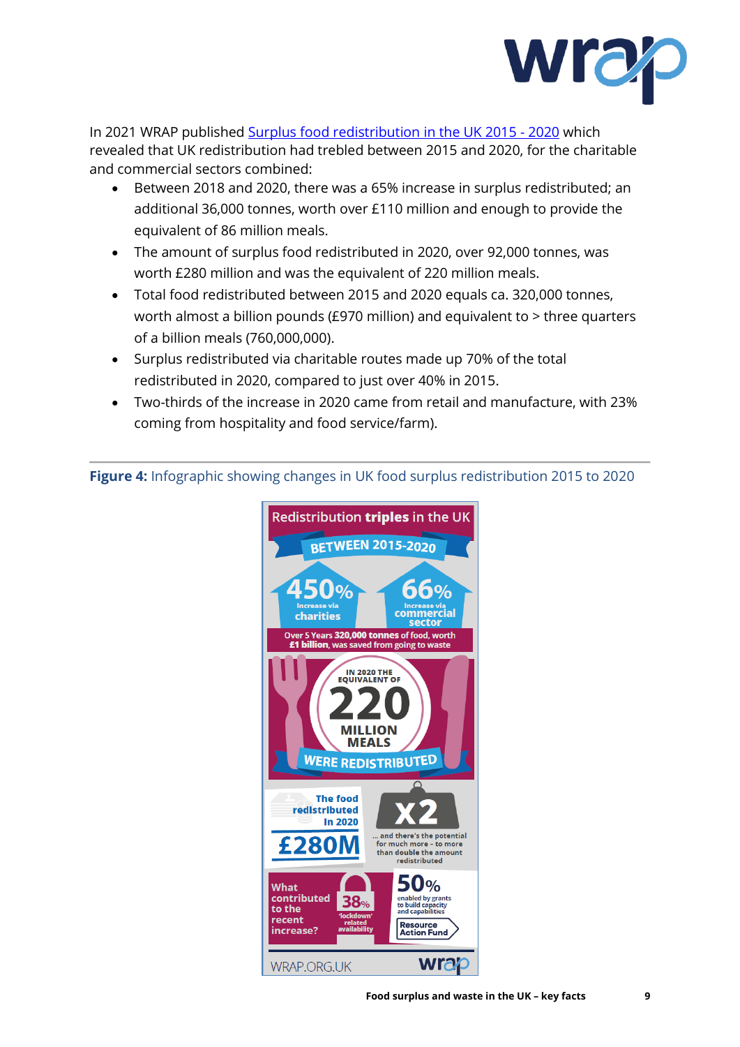In 2021 WRAP published [Surplus food redistribution in the UK 2015 - 2020]() which revealed that UK redistribution had trebled between 2015 and 2020, for the charitable and commercial sectors combined:

- Between 2018 and 2020, there was a 65% increase in surplus redistributed; an additional 36,000 tonnes, worth over £110 million and enough to provide the equivalent of 86 million meals.
- The amount of surplus food redistributed in 2020, over 92,000 tonnes, was worth £280 million and was the equivalent of 220 million meals.
- Total food redistributed between 2015 and 2020 equals ca. 320,000 tonnes, worth almost a billion pounds (£970 million) and equivalent to > three quarters of a billion meals (760,000,000).
- Surplus redistributed via charitable routes made up 70% of the total redistributed in 2020, compared to just over 40% in 2015.
- Two-thirds of the increase in 2020 came from retail and manufacture, with 23% coming from hospitality and food service/farm).

**Figure 4:** Infographic showing changes in UK food surplus redistribution 2015 to 2020

Redistribution **triples** in the UK

BETWEEN 2015-2020

450% Increase via charities

66% Increase via commercial sector

Over 5 Years **320,000 tonnes** of food, worth **£1 billion**, was saved from going to waste

IN 2020 THE EQUIVALENT OF 220 MILLION MEALS WERE REDISTRIBUTED

The food redistributed in 2020 £280M

X2 ... and there's the potential for much more - to more than double the amount redistributed

What contributed to the recent increase? 38% 'lockdown' related availability

50% enabled by grants to build capacity and capabilities

Resource Action Fund

WRAP.ORG.UK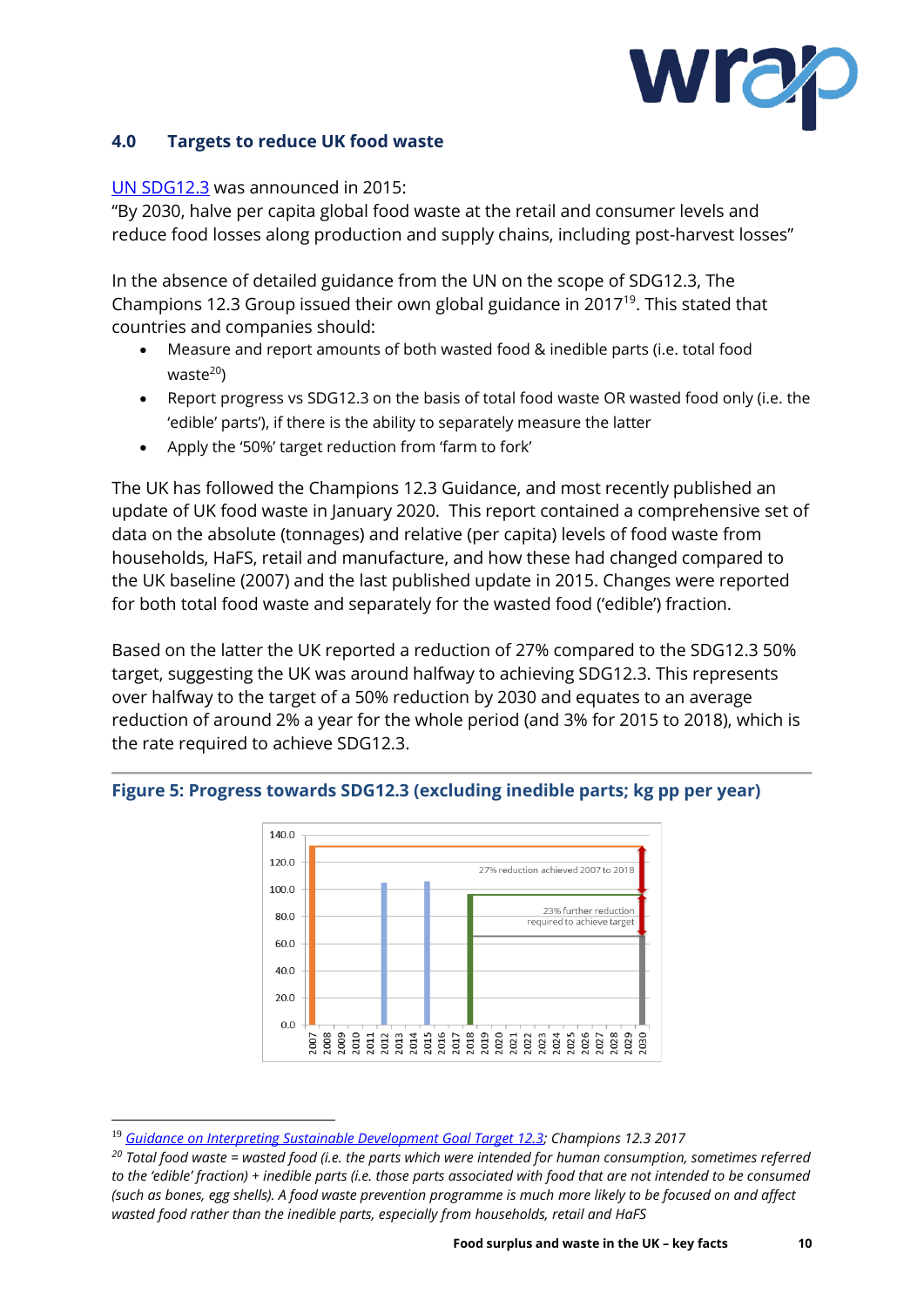## 4.0 Targets to reduce UK food waste

UN SDG12.3 was announced in 2015:

"By 2030, halve per capita global food waste at the retail and consumer levels and reduce food losses along production and supply chains, including post-harvest losses"

In the absence of detailed guidance from the UN on the scope of SDG12.3, The Champions 12.3 Group issued their own global guidance in 2017[19]. This stated that countries and companies should:

- Measure and report amounts of both wasted food & inedible parts (i.e. total food waste[20])
- Report progress vs SDG12.3 on the basis of total food waste OR wasted food only (i.e. the 'edible' parts'), if there is the ability to separately measure the latter
- Apply the '50%' target reduction from 'farm to fork'

The UK has followed the Champions 12.3 Guidance, and most recently published an update of UK food waste in January 2020. This report contained a comprehensive set of data on the absolute (tonnages) and relative (per capita) levels of food waste from households, HaFS, retail and manufacture, and how these had changed compared to the UK baseline (2007) and the last published update in 2015. Changes were reported for both total food waste and separately for the wasted food ('edible') fraction.

Based on the latter the UK reported a reduction of 27% compared to the SDG12.3 50% target, suggesting the UK was around halfway to achieving SDG12.3. This represents over halfway to the target of a 50% reduction by 2030 and equates to an average reduction of around 2% a year for the whole period (and 3% for 2015 to 2018), which is the rate required to achieve SDG12.3.

**Figure 5: Progress towards SDG12.3 (excluding inedible parts; kg pp per year)**

---

[19] *Guidance on Interpreting Sustainable Development Goal Target 12.3; Champions 12.3 2017*

[20] *Total food waste = wasted food (i.e. the parts which were intended for human consumption, sometimes referred to the 'edible' fraction) + inedible parts (i.e. those parts associated with food that are not intended to be consumed (such as bones, egg shells). A food waste prevention programme is much more likely to be focused on and affect wasted food rather than the inedible parts, especially from households, retail and HaFS*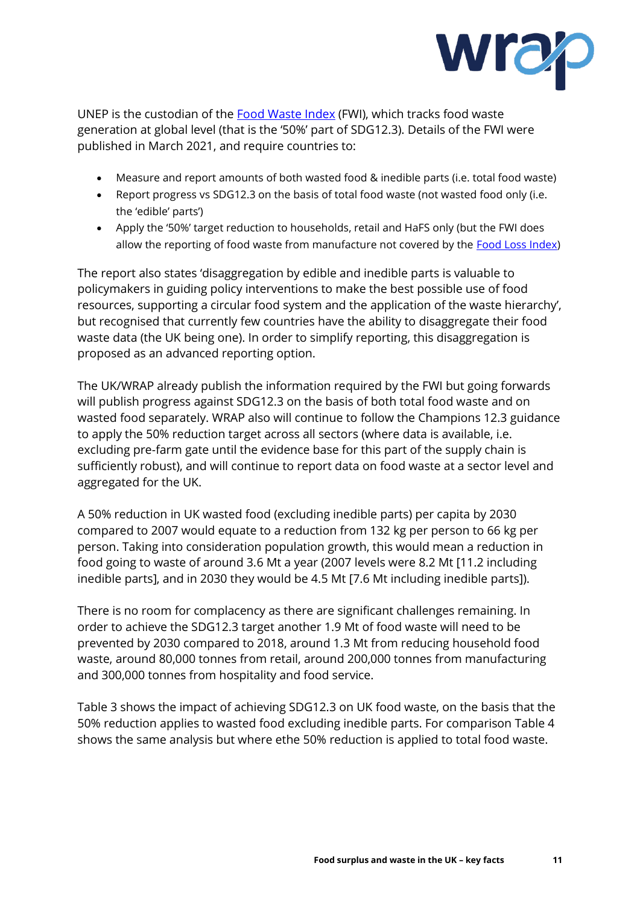UNEP is the custodian of the Food Waste Index (FWI), which tracks food waste generation at global level (that is the '50%' part of SDG12.3). Details of the FWI were published in March 2021, and require countries to:

- Measure and report amounts of both wasted food & inedible parts (i.e. total food waste)
- Report progress vs SDG12.3 on the basis of total food waste (not wasted food only (i.e. the 'edible' parts')
- Apply the '50%' target reduction to households, retail and HaFS only (but the FWI does allow the reporting of food waste from manufacture not covered by the Food Loss Index)

The report also states 'disaggregation by edible and inedible parts is valuable to policymakers in guiding policy interventions to make the best possible use of food resources, supporting a circular food system and the application of the waste hierarchy', but recognised that currently few countries have the ability to disaggregate their food waste data (the UK being one). In order to simplify reporting, this disaggregation is proposed as an advanced reporting option.

The UK/WRAP already publish the information required by the FWI but going forwards will publish progress against SDG12.3 on the basis of both total food waste and on wasted food separately. WRAP also will continue to follow the Champions 12.3 guidance to apply the 50% reduction target across all sectors (where data is available, i.e. excluding pre-farm gate until the evidence base for this part of the supply chain is sufficiently robust), and will continue to report data on food waste at a sector level and aggregated for the UK.

A 50% reduction in UK wasted food (excluding inedible parts) per capita by 2030 compared to 2007 would equate to a reduction from 132 kg per person to 66 kg per person. Taking into consideration population growth, this would mean a reduction in food going to waste of around 3.6 Mt a year (2007 levels were 8.2 Mt [11.2 including inedible parts], and in 2030 they would be 4.5 Mt [7.6 Mt including inedible parts]).

There is no room for complacency as there are significant challenges remaining. In order to achieve the SDG12.3 target another 1.9 Mt of food waste will need to be prevented by 2030 compared to 2018, around 1.3 Mt from reducing household food waste, around 80,000 tonnes from retail, around 200,000 tonnes from manufacturing and 300,000 tonnes from hospitality and food service.

Table 3 shows the impact of achieving SDG12.3 on UK food waste, on the basis that the 50% reduction applies to wasted food excluding inedible parts. For comparison Table 4 shows the same analysis but where ethe 50% reduction is applied to total food waste.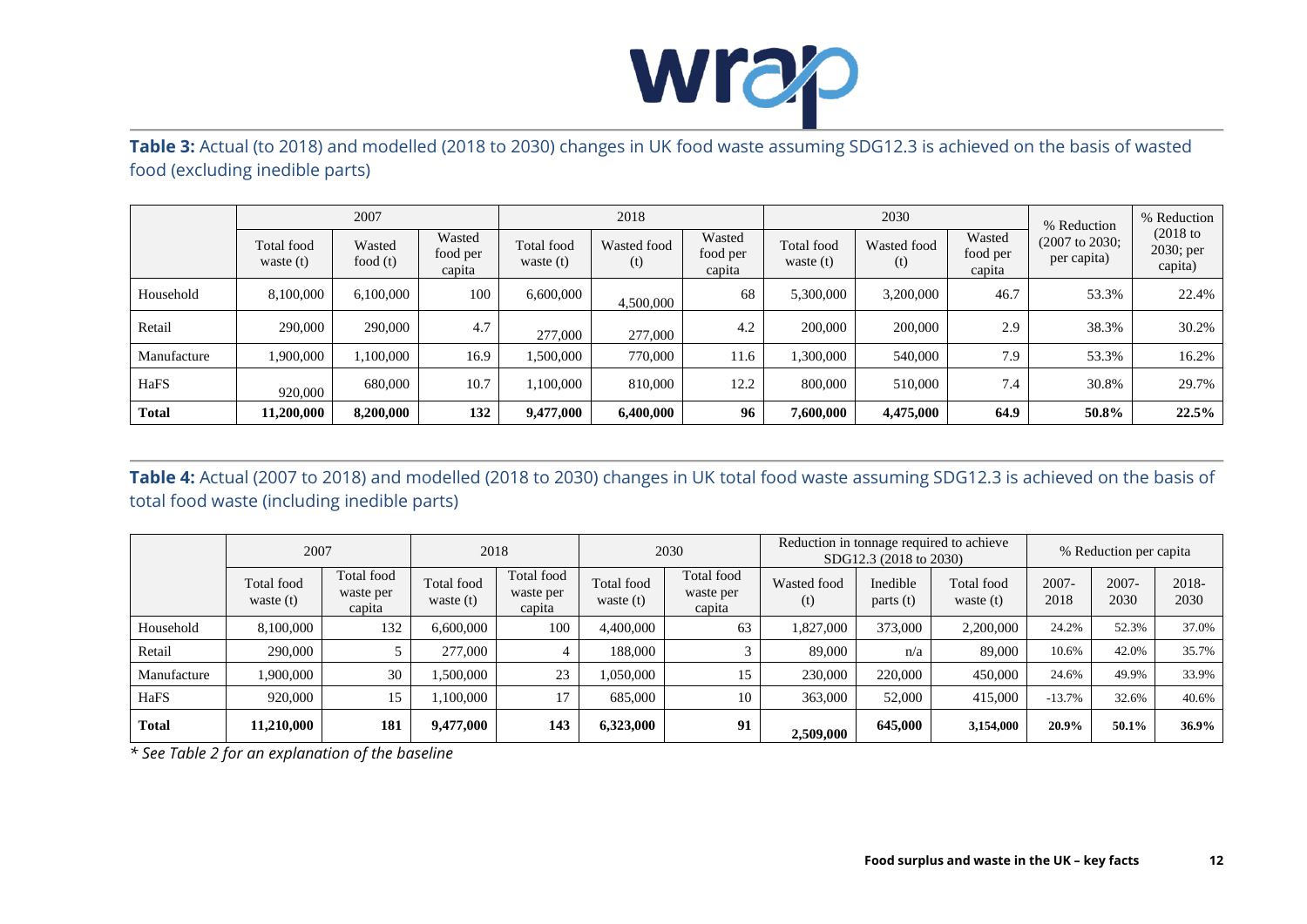**Table 3:** Actual (to 2018) and modelled (2018 to 2030) changes in UK food waste assuming SDG12.3 is achieved on the basis of wasted food (excluding inedible parts)

| | 2007 | | | 2018 | | | 2030 | | | % Reduction (2007 to 2030; per capita) | % Reduction (2018 to 2030; per capita) |
|---|---|---|---|---|---|---|---|---|---|---|---|
| | Total food waste (t) | Wasted food (t) | Wasted food per capita | Total food waste (t) | Wasted food (t) | Wasted food per capita | Total food waste (t) | Wasted food (t) | Wasted food per capita | | |
| Household | 8,100,000 | 6,100,000 | 100 | 6,600,000 | 4,500,000 | 68 | 5,300,000 | 3,200,000 | 46.7 | 53.3% | 22.4% |
| Retail | 290,000 | 290,000 | 4.7 | 277,000 | 277,000 | 4.2 | 200,000 | 200,000 | 2.9 | 38.3% | 30.2% |
| Manufacture | 1,900,000 | 1,100,000 | 16.9 | 1,500,000 | 770,000 | 11.6 | 1,300,000 | 540,000 | 7.9 | 53.3% | 16.2% |
| HaFS | 920,000 | 680,000 | 10.7 | 1,100,000 | 810,000 | 12.2 | 800,000 | 510,000 | 7.4 | 30.8% | 29.7% |
| **Total** | **11,200,000** | **8,200,000** | **132** | **9,477,000** | **6,400,000** | **96** | **7,600,000** | **4,475,000** | **64.9** | **50.8%** | **22.5%** |

**Table 4:** Actual (2007 to 2018) and modelled (2018 to 2030) changes in UK total food waste assuming SDG12.3 is achieved on the basis of total food waste (including inedible parts)

| | 2007 | | 2018 | | 2030 | | Reduction in tonnage required to achieve SDG12.3 (2018 to 2030) | | | % Reduction per capita | | |
|---|---|---|---|---|---|---|---|---|---|---|---|---|
| | Total food waste (t) | Total food waste per capita | Total food waste (t) | Total food waste per capita | Total food waste (t) | Total food waste per capita | Wasted food (t) | Inedible parts (t) | Total food waste (t) | 2007-2018 | 2007-2030 | 2018-2030 |
| Household | 8,100,000 | 132 | 6,600,000 | 100 | 4,400,000 | 63 | 1,827,000 | 373,000 | 2,200,000 | 24.2% | 52.3% | 37.0% |
| Retail | 290,000 | 5 | 277,000 | 4 | 188,000 | 3 | 89,000 | n/a | 89,000 | 10.6% | 42.0% | 35.7% |
| Manufacture | 1,900,000 | 30 | 1,500,000 | 23 | 1,050,000 | 15 | 230,000 | 220,000 | 450,000 | 24.6% | 49.9% | 33.9% |
| HaFS | 920,000 | 15 | 1,100,000 | 17 | 685,000 | 10 | 363,000 | 52,000 | 415,000 | -13.7% | 32.6% | 40.6% |
| **Total** | **11,210,000** | **181** | **9,477,000** | **143** | **6,323,000** | **91** | **2,509,000** | **645,000** | **3,154,000** | **20.9%** | **50.1%** | **36.9%** |

*\* See Table 2 for an explanation of the baseline*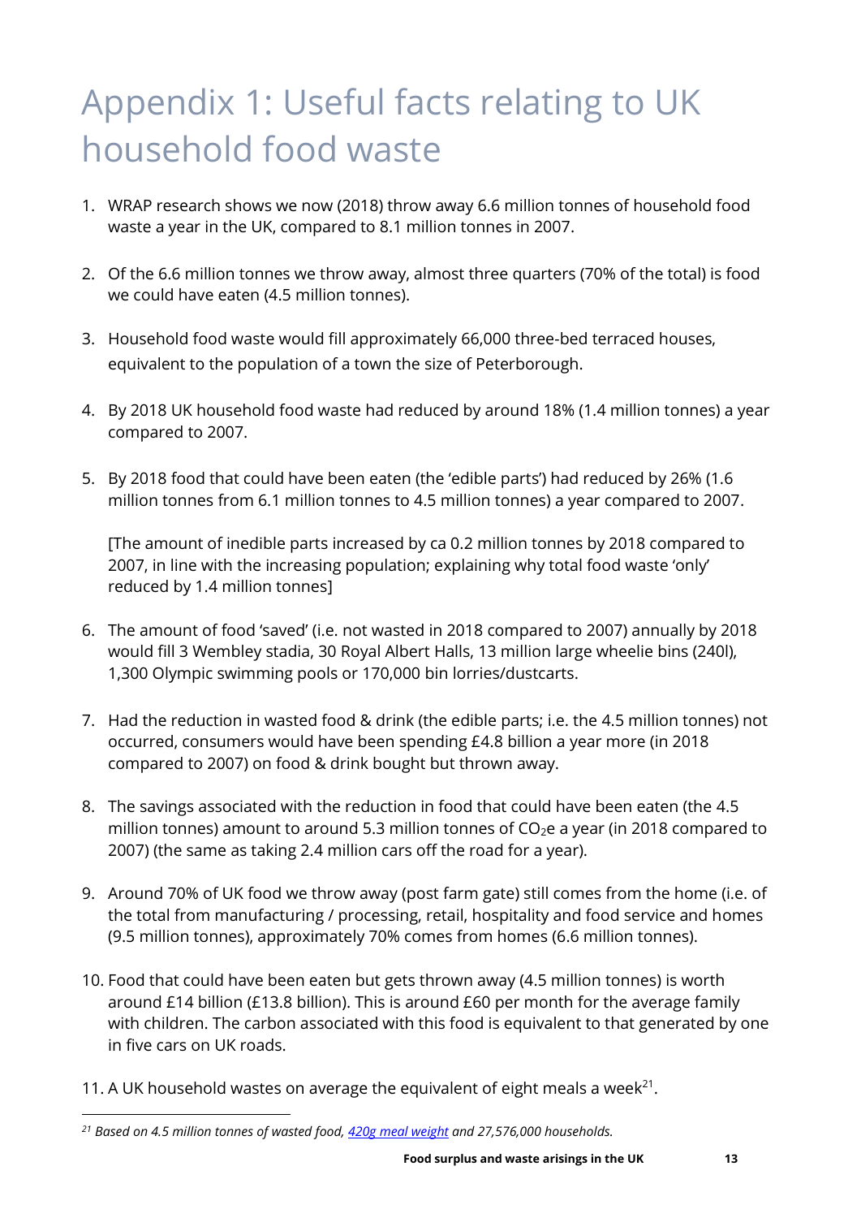# Appendix 1: Useful facts relating to UK household food waste

1. WRAP research shows we now (2018) throw away 6.6 million tonnes of household food waste a year in the UK, compared to 8.1 million tonnes in 2007.

2. Of the 6.6 million tonnes we throw away, almost three quarters (70% of the total) is food we could have eaten (4.5 million tonnes).

3. Household food waste would fill approximately 66,000 three-bed terraced houses, equivalent to the population of a town the size of Peterborough.

4. By 2018 UK household food waste had reduced by around 18% (1.4 million tonnes) a year compared to 2007.

5. By 2018 food that could have been eaten (the 'edible parts') had reduced by 26% (1.6 million tonnes from 6.1 million tonnes to 4.5 million tonnes) a year compared to 2007.

   [The amount of inedible parts increased by ca 0.2 million tonnes by 2018 compared to 2007, in line with the increasing population; explaining why total food waste 'only' reduced by 1.4 million tonnes]

6. The amount of food 'saved' (i.e. not wasted in 2018 compared to 2007) annually by 2018 would fill 3 Wembley stadia, 30 Royal Albert Halls, 13 million large wheelie bins (240l), 1,300 Olympic swimming pools or 170,000 bin lorries/dustcarts.

7. Had the reduction in wasted food & drink (the edible parts; i.e. the 4.5 million tonnes) not occurred, consumers would have been spending £4.8 billion a year more (in 2018 compared to 2007) on food & drink bought but thrown away.

8. The savings associated with the reduction in food that could have been eaten (the 4.5 million tonnes) amount to around 5.3 million tonnes of $CO_2e$ a year (in 2018 compared to 2007) (the same as taking 2.4 million cars off the road for a year).

9. Around 70% of UK food we throw away (post farm gate) still comes from the home (i.e. of the total from manufacturing / processing, retail, hospitality and food service and homes (9.5 million tonnes), approximately 70% comes from homes (6.6 million tonnes).

10. Food that could have been eaten but gets thrown away (4.5 million tonnes) is worth around £14 billion (£13.8 billion). This is around £60 per month for the average family with children. The carbon associated with this food is equivalent to that generated by one in five cars on UK roads.

11. A UK household wastes on average the equivalent of eight meals a week[21].

---

[21] *Based on 4.5 million tonnes of wasted food, 420g meal weight and 27,576,000 households.*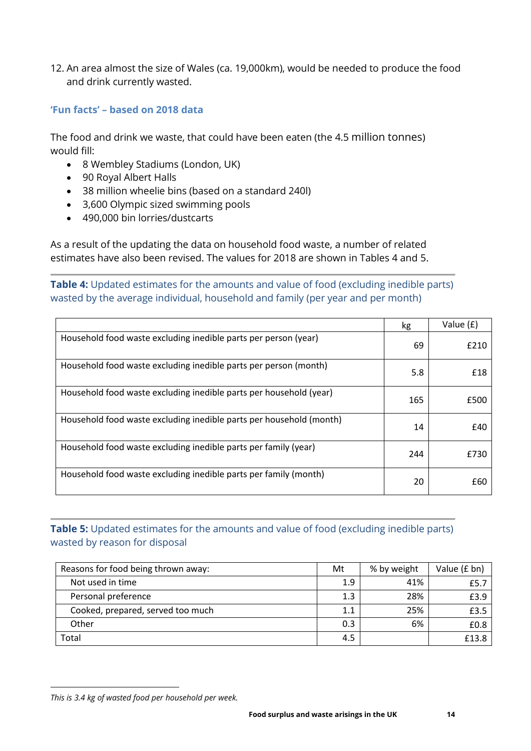12. An area almost the size of Wales (ca. 19,000km), would be needed to produce the food and drink currently wasted.

### 'Fun facts' – based on 2018 data

The food and drink we waste, that could have been eaten (the 4.5 million tonnes) would fill:

- 8 Wembley Stadiums (London, UK)
- 90 Royal Albert Halls
- 38 million wheelie bins (based on a standard 240l)
- 3,600 Olympic sized swimming pools
- 490,000 bin lorries/dustcarts

As a result of the updating the data on household food waste, a number of related estimates have also been revised. The values for 2018 are shown in Tables 4 and 5.

**Table 4:** Updated estimates for the amounts and value of food (excluding inedible parts) wasted by the average individual, household and family (per year and per month)

| | kg | Value (£) |
|---|---|---|
| Household food waste excluding inedible parts per person (year) | 69 | £210 |
| Household food waste excluding inedible parts per person (month) | 5.8 | £18 |
| Household food waste excluding inedible parts per household (year) | 165 | £500 |
| Household food waste excluding inedible parts per household (month) | 14 | £40 |
| Household food waste excluding inedible parts per family (year) | 244 | £730 |
| Household food waste excluding inedible parts per family (month) | 20 | £60 |

**Table 5:** Updated estimates for the amounts and value of food (excluding inedible parts) wasted by reason for disposal

| Reasons for food being thrown away: | Mt | % by weight | Value (£ bn) |
|---|---|---|---|
| Not used in time | 1.9 | 41% | £5.7 |
| Personal preference | 1.3 | 28% | £3.9 |
| Cooked, prepared, served too much | 1.1 | 25% | £3.5 |
| Other | 0.3 | 6% | £0.8 |
| Total | 4.5 | | £13.8 |

*This is 3.4 kg of wasted food per household per week.*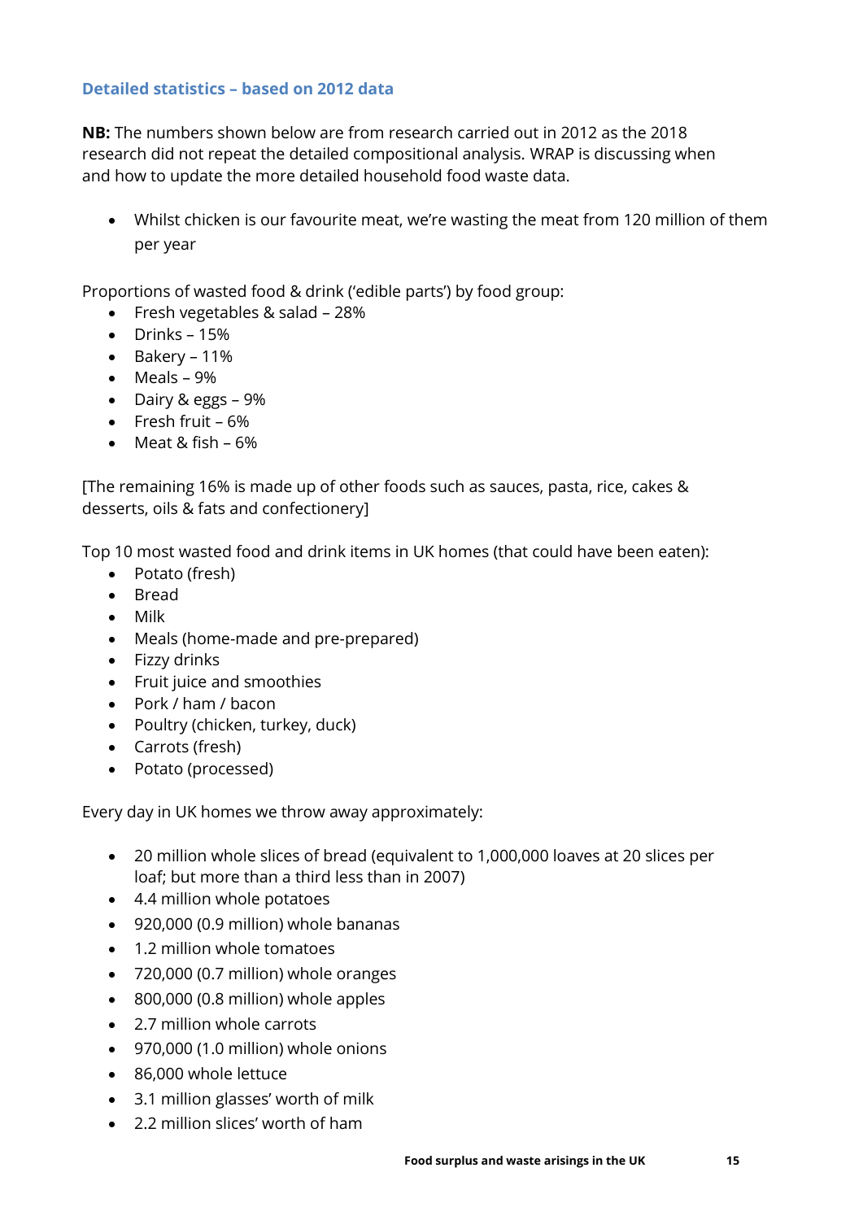### Detailed statistics – based on 2012 data

**NB:** The numbers shown below are from research carried out in 2012 as the 2018 research did not repeat the detailed compositional analysis. WRAP is discussing when and how to update the more detailed household food waste data.

- Whilst chicken is our favourite meat, we're wasting the meat from 120 million of them per year

Proportions of wasted food & drink ('edible parts') by food group:

- Fresh vegetables & salad – 28%
- Drinks – 15%
- Bakery – 11%
- Meals – 9%
- Dairy & eggs – 9%
- Fresh fruit – 6%
- Meat & fish – 6%

[The remaining 16% is made up of other foods such as sauces, pasta, rice, cakes & desserts, oils & fats and confectionery]

Top 10 most wasted food and drink items in UK homes (that could have been eaten):

- Potato (fresh)
- Bread
- Milk
- Meals (home-made and pre-prepared)
- Fizzy drinks
- Fruit juice and smoothies
- Pork / ham / bacon
- Poultry (chicken, turkey, duck)
- Carrots (fresh)
- Potato (processed)

Every day in UK homes we throw away approximately:

- 20 million whole slices of bread (equivalent to 1,000,000 loaves at 20 slices per loaf; but more than a third less than in 2007)
- 4.4 million whole potatoes
- 920,000 (0.9 million) whole bananas
- 1.2 million whole tomatoes
- 720,000 (0.7 million) whole oranges
- 800,000 (0.8 million) whole apples
- 2.7 million whole carrots
- 970,000 (1.0 million) whole onions
- 86,000 whole lettuce
- 3.1 million glasses' worth of milk
- 2.2 million slices' worth of ham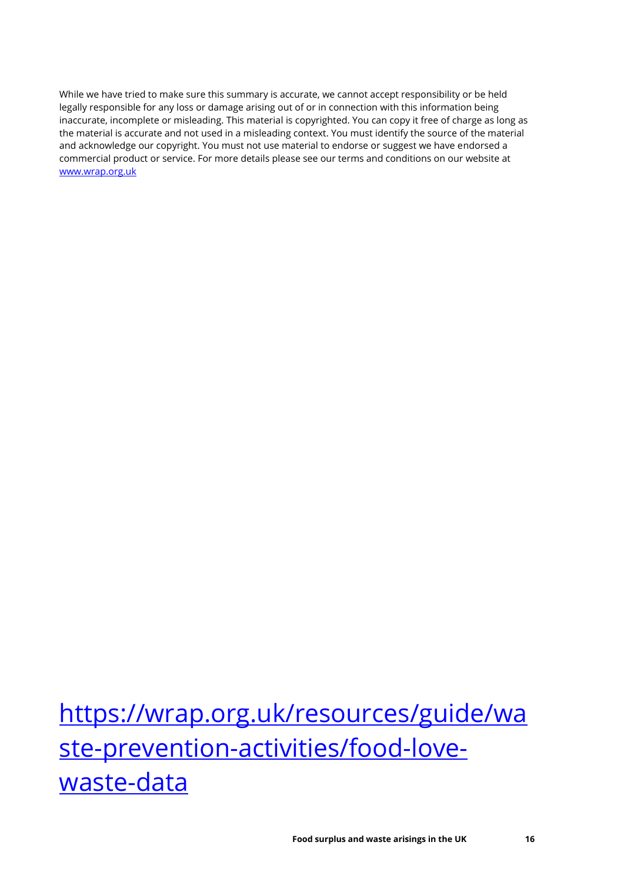While we have tried to make sure this summary is accurate, we cannot accept responsibility or be held legally responsible for any loss or damage arising out of or in connection with this information being inaccurate, incomplete or misleading. This material is copyrighted. You can copy it free of charge as long as the material is accurate and not used in a misleading context. You must identify the source of the material and acknowledge our copyright. You must not use material to endorse or suggest we have endorsed a commercial product or service. For more details please see our terms and conditions on our website at [www.wrap.org.uk](http://www.wrap.org.uk)

# [https://wrap.org.uk/resources/guide/waste-prevention-activities/food-love-waste-data](https://wrap.org.uk/resources/guide/waste-prevention-activities/food-love-waste-data)